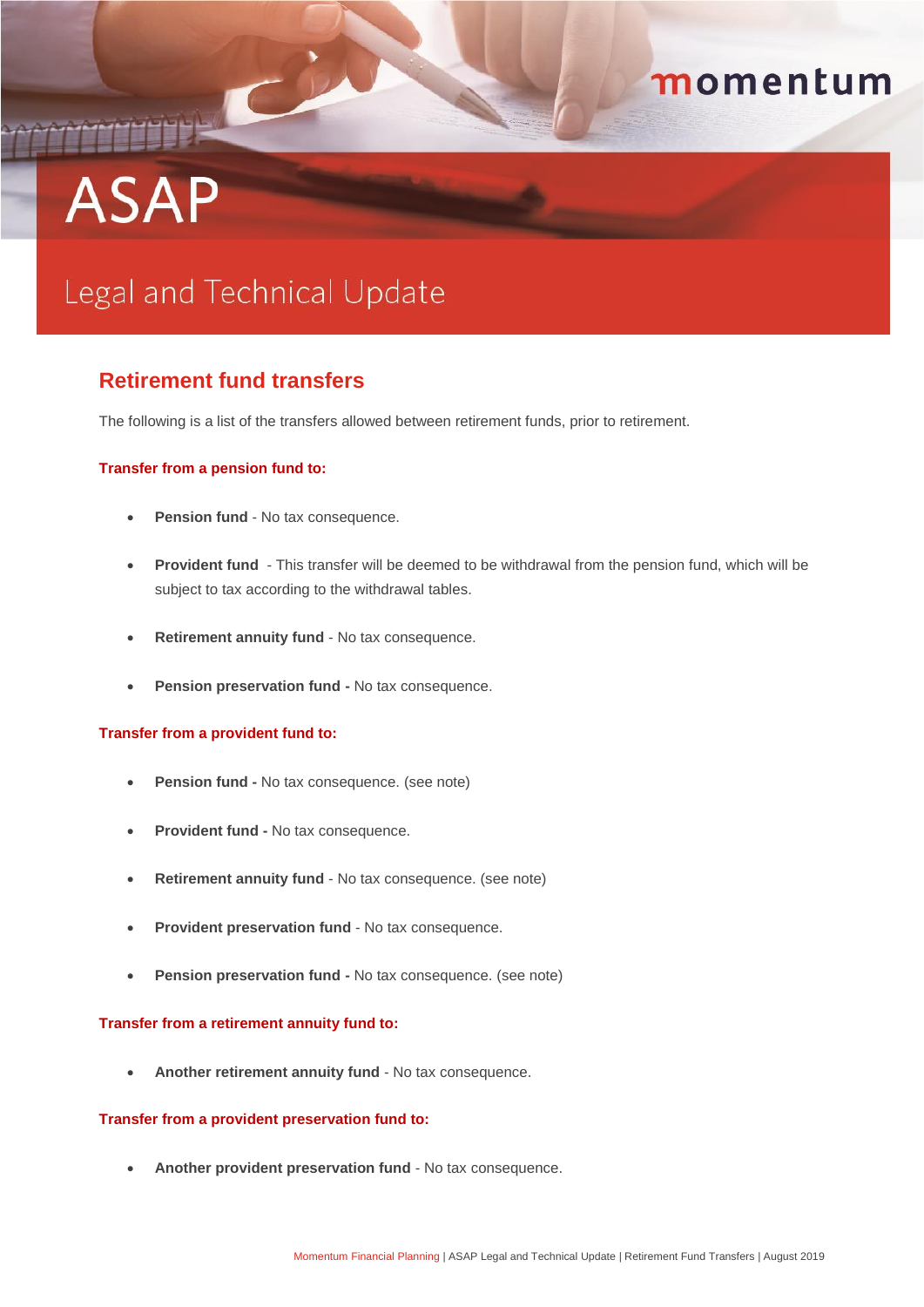# ASAP

## Legal and Technical Update

### Retirement fund transfers

The following is a list of the transfers allowed between retirement funds, prior to retirement.

#### Transfer from a pension fund to:

- **Pension fund** - No tax consequence.
- **Provident fund** - This transfer will be deemed to be withdrawal from the pension fund, which will be subject to tax according to the withdrawal tables.
- **Retirement annuity fund** - No tax consequence.
- **Pension preservation fund -** No tax consequence.

#### Transfer from a provident fund to:

- **Pension fund -** No tax consequence. (see note)
- **Provident fund -** No tax consequence.
- **Retirement annuity fund** - No tax consequence. (see note)
- **Provident preservation fund** - No tax consequence.
- **Pension preservation fund -** No tax consequence. (see note)

#### Transfer from a retirement annuity fund to:

- **Another retirement annuity fund** - No tax consequence.

#### Transfer from a provident preservation fund to:

- **Another provident preservation fund** - No tax consequence.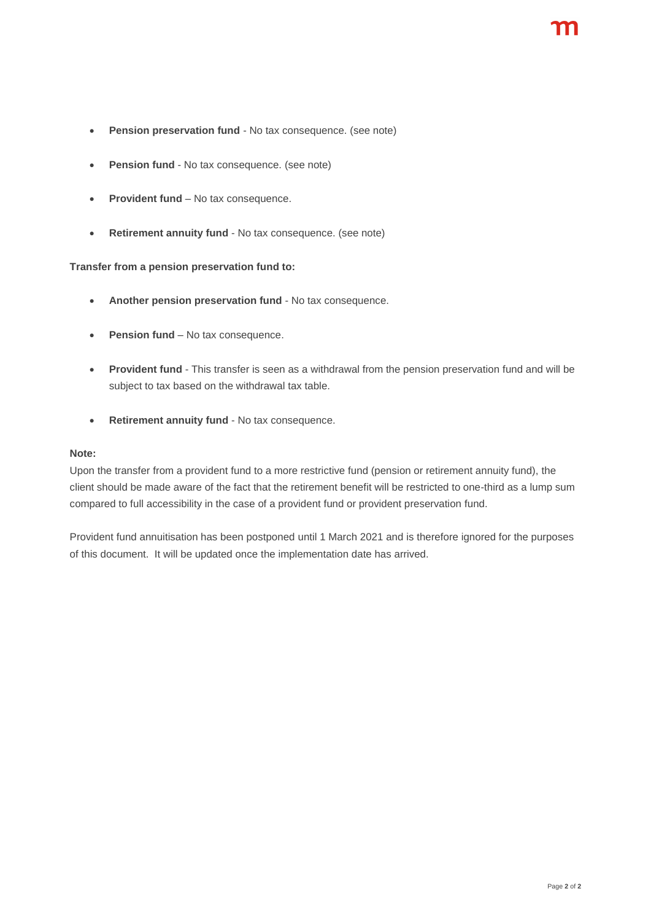- **Pension preservation fund** - No tax consequence. (see note)
- **Pension fund** - No tax consequence. (see note)
- **Provident fund** – No tax consequence.
- **Retirement annuity fund** - No tax consequence. (see note)

**Transfer from a pension preservation fund to:**

- **Another pension preservation fund** - No tax consequence.
- **Pension fund** – No tax consequence.
- **Provident fund** - This transfer is seen as a withdrawal from the pension preservation fund and will be subject to tax based on the withdrawal tax table.
- **Retirement annuity fund** - No tax consequence.

**Note:**
Upon the transfer from a provident fund to a more restrictive fund (pension or retirement annuity fund), the client should be made aware of the fact that the retirement benefit will be restricted to one-third as a lump sum compared to full accessibility in the case of a provident fund or provident preservation fund.

Provident fund annuitisation has been postponed until 1 March 2021 and is therefore ignored for the purposes of this document. It will be updated once the implementation date has arrived.